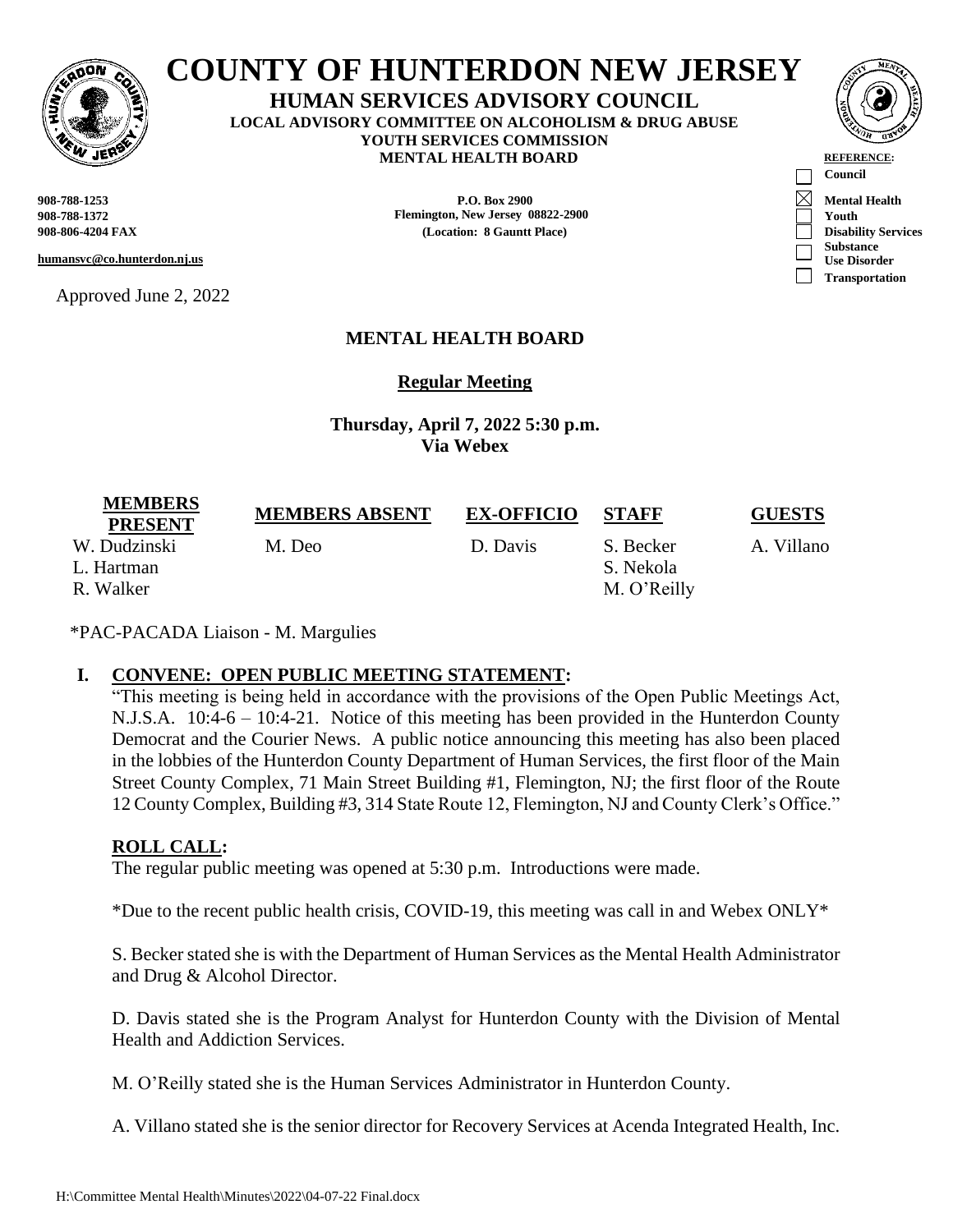# COUNTY OF HUNTERDON NEW JERSEY

**HUMAN SERVICES ADVISORY COUNCIL**
**LOCAL ADVISORY COMMITTEE ON ALCOHOLISM & DRUG ABUSE**
**YOUTH SERVICES COMMISSION**
**MENTAL HEALTH BOARD**

**908-788-1253**
**908-788-1372**
**908-806-4204 FAX**

**humansvc@co.hunterdon.nj.us**

**P.O. Box 2900**
**Flemington, New Jersey 08822-2900**
**(Location: 8 Gauntt Place)**

**REFERENCE:**

- ☐ Council
- ☒ Mental Health
- ☐ Youth
- ☐ Disability Services
- ☐ Substance Use Disorder
- ☐ Transportation

Approved June 2, 2022

## MENTAL HEALTH BOARD

### Regular Meeting

**Thursday, April 7, 2022 5:30 p.m.**
**Via Webex**

| MEMBERS PRESENT | MEMBERS ABSENT | EX-OFFICIO | STAFF | GUESTS |
|---|---|---|---|---|
| W. Dudzinski | M. Deo | D. Davis | S. Becker | A. Villano |
| L. Hartman | | | S. Nekola | |
| R. Walker | | | M. O'Reilly | |

*PAC-PACADA Liaison - M. Margulies

## I. CONVENE: OPEN PUBLIC MEETING STATEMENT:

"This meeting is being held in accordance with the provisions of the Open Public Meetings Act, N.J.S.A. 10:4-6 – 10:4-21. Notice of this meeting has been provided in the Hunterdon County Democrat and the Courier News. A public notice announcing this meeting has also been placed in the lobbies of the Hunterdon County Department of Human Services, the first floor of the Main Street County Complex, 71 Main Street Building #1, Flemington, NJ; the first floor of the Route 12 County Complex, Building #3, 314 State Route 12, Flemington, NJ and County Clerk's Office."

### ROLL CALL:

The regular public meeting was opened at 5:30 p.m. Introductions were made.

*Due to the recent public health crisis, COVID-19, this meeting was call in and Webex ONLY*

S. Becker stated she is with the Department of Human Services as the Mental Health Administrator and Drug & Alcohol Director.

D. Davis stated she is the Program Analyst for Hunterdon County with the Division of Mental Health and Addiction Services.

M. O'Reilly stated she is the Human Services Administrator in Hunterdon County.

A. Villano stated she is the senior director for Recovery Services at Acenda Integrated Health, Inc.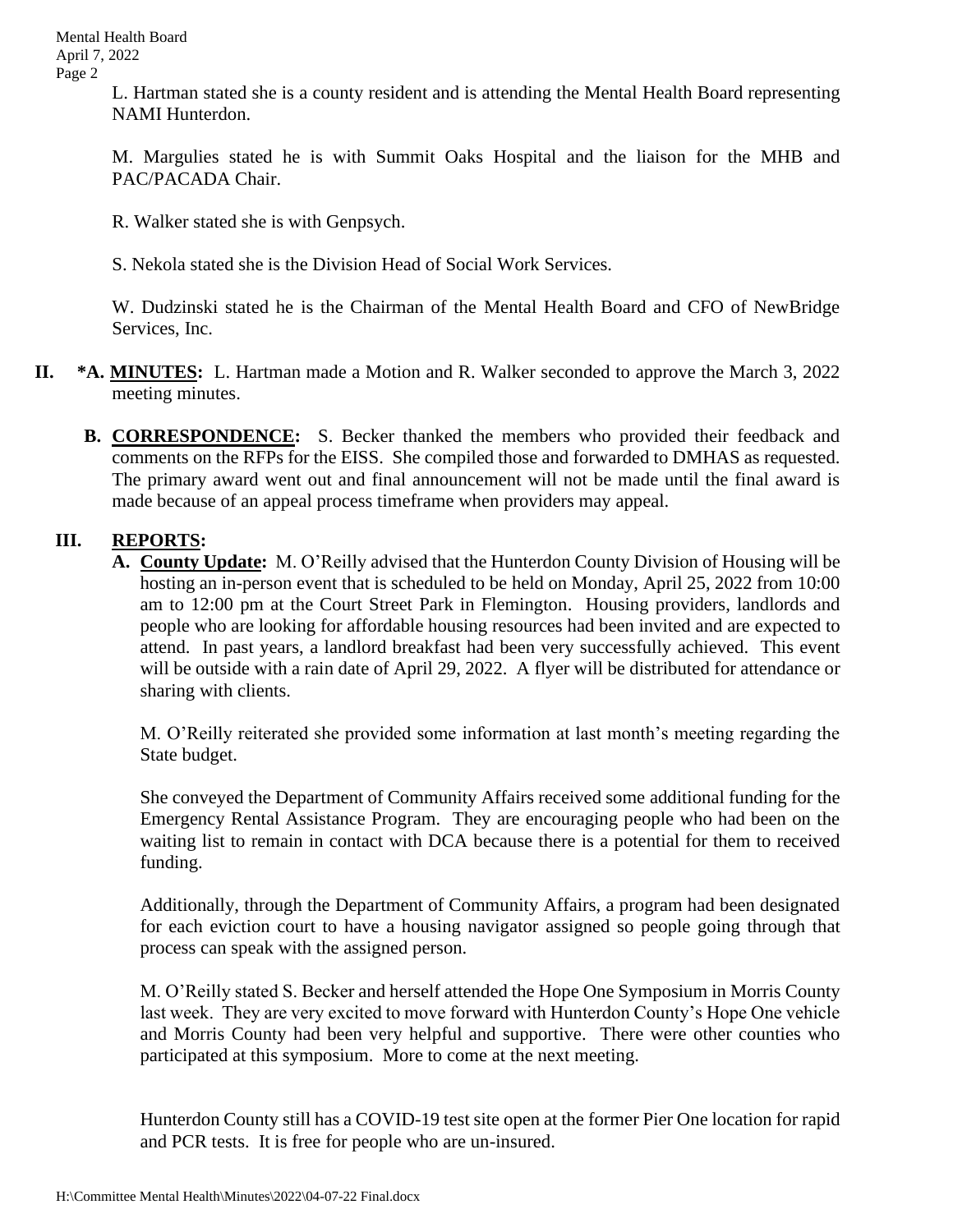L. Hartman stated she is a county resident and is attending the Mental Health Board representing NAMI Hunterdon.

M. Margulies stated he is with Summit Oaks Hospital and the liaison for the MHB and PAC/PACADA Chair.

R. Walker stated she is with Genpsych.

S. Nekola stated she is the Division Head of Social Work Services.

W. Dudzinski stated he is the Chairman of the Mental Health Board and CFO of NewBridge Services, Inc.

**II.** ***A. MINUTES:** L. Hartman made a Motion and R. Walker seconded to approve the March 3, 2022 meeting minutes.

**B. CORRESPONDENCE:** S. Becker thanked the members who provided their feedback and comments on the RFPs for the EISS. She compiled those and forwarded to DMHAS as requested. The primary award went out and final announcement will not be made until the final award is made because of an appeal process timeframe when providers may appeal.

**III. REPORTS:**

**A. County Update:** M. O'Reilly advised that the Hunterdon County Division of Housing will be hosting an in-person event that is scheduled to be held on Monday, April 25, 2022 from 10:00 am to 12:00 pm at the Court Street Park in Flemington. Housing providers, landlords and people who are looking for affordable housing resources had been invited and are expected to attend. In past years, a landlord breakfast had been very successfully achieved. This event will be outside with a rain date of April 29, 2022. A flyer will be distributed for attendance or sharing with clients.

M. O'Reilly reiterated she provided some information at last month's meeting regarding the State budget.

She conveyed the Department of Community Affairs received some additional funding for the Emergency Rental Assistance Program. They are encouraging people who had been on the waiting list to remain in contact with DCA because there is a potential for them to received funding.

Additionally, through the Department of Community Affairs, a program had been designated for each eviction court to have a housing navigator assigned so people going through that process can speak with the assigned person.

M. O'Reilly stated S. Becker and herself attended the Hope One Symposium in Morris County last week. They are very excited to move forward with Hunterdon County's Hope One vehicle and Morris County had been very helpful and supportive. There were other counties who participated at this symposium. More to come at the next meeting.

Hunterdon County still has a COVID-19 test site open at the former Pier One location for rapid and PCR tests. It is free for people who are un-insured.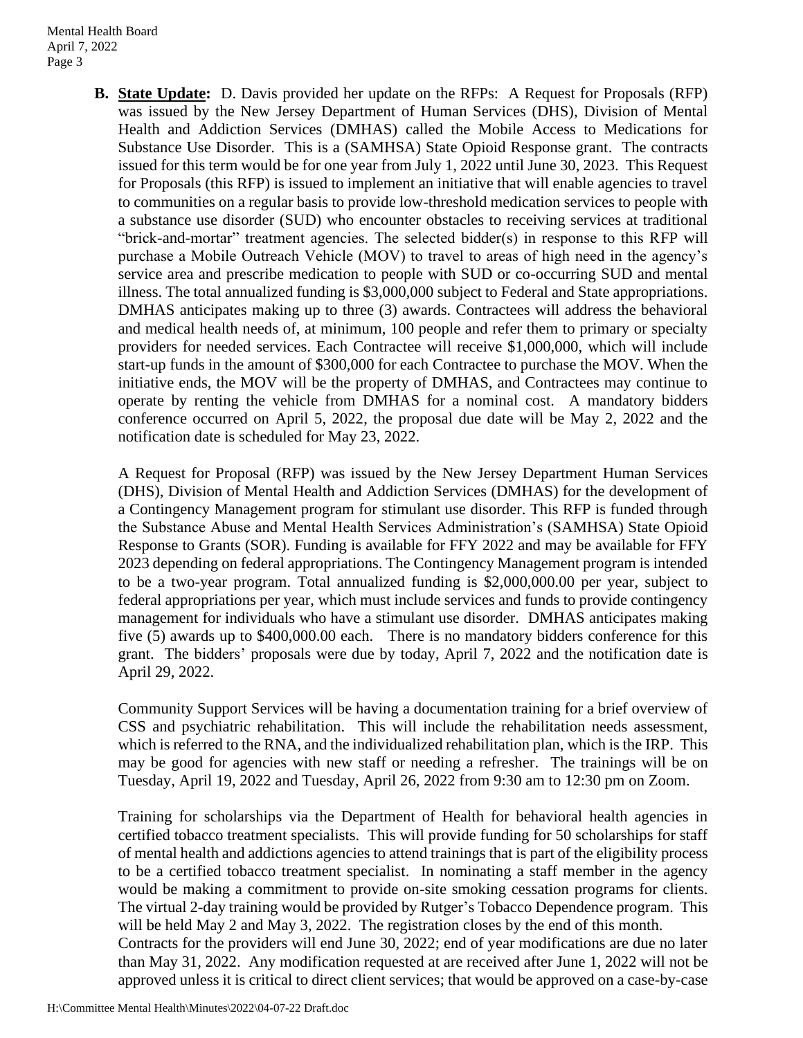**B. State Update:** D. Davis provided her update on the RFPs: A Request for Proposals (RFP) was issued by the New Jersey Department of Human Services (DHS), Division of Mental Health and Addiction Services (DMHAS) called the Mobile Access to Medications for Substance Use Disorder. This is a (SAMHSA) State Opioid Response grant. The contracts issued for this term would be for one year from July 1, 2022 until June 30, 2023. This Request for Proposals (this RFP) is issued to implement an initiative that will enable agencies to travel to communities on a regular basis to provide low-threshold medication services to people with a substance use disorder (SUD) who encounter obstacles to receiving services at traditional "brick-and-mortar" treatment agencies. The selected bidder(s) in response to this RFP will purchase a Mobile Outreach Vehicle (MOV) to travel to areas of high need in the agency's service area and prescribe medication to people with SUD or co-occurring SUD and mental illness. The total annualized funding is $3,000,000 subject to Federal and State appropriations. DMHAS anticipates making up to three (3) awards. Contractees will address the behavioral and medical health needs of, at minimum, 100 people and refer them to primary or specialty providers for needed services. Each Contractee will receive $1,000,000, which will include start-up funds in the amount of $300,000 for each Contractee to purchase the MOV. When the initiative ends, the MOV will be the property of DMHAS, and Contractees may continue to operate by renting the vehicle from DMHAS for a nominal cost. A mandatory bidders conference occurred on April 5, 2022, the proposal due date will be May 2, 2022 and the notification date is scheduled for May 23, 2022.

A Request for Proposal (RFP) was issued by the New Jersey Department Human Services (DHS), Division of Mental Health and Addiction Services (DMHAS) for the development of a Contingency Management program for stimulant use disorder. This RFP is funded through the Substance Abuse and Mental Health Services Administration's (SAMHSA) State Opioid Response to Grants (SOR). Funding is available for FFY 2022 and may be available for FFY 2023 depending on federal appropriations. The Contingency Management program is intended to be a two-year program. Total annualized funding is $2,000,000.00 per year, subject to federal appropriations per year, which must include services and funds to provide contingency management for individuals who have a stimulant use disorder. DMHAS anticipates making five (5) awards up to $400,000.00 each. There is no mandatory bidders conference for this grant. The bidders' proposals were due by today, April 7, 2022 and the notification date is April 29, 2022.

Community Support Services will be having a documentation training for a brief overview of CSS and psychiatric rehabilitation. This will include the rehabilitation needs assessment, which is referred to the RNA, and the individualized rehabilitation plan, which is the IRP. This may be good for agencies with new staff or needing a refresher. The trainings will be on Tuesday, April 19, 2022 and Tuesday, April 26, 2022 from 9:30 am to 12:30 pm on Zoom.

Training for scholarships via the Department of Health for behavioral health agencies in certified tobacco treatment specialists. This will provide funding for 50 scholarships for staff of mental health and addictions agencies to attend trainings that is part of the eligibility process to be a certified tobacco treatment specialist. In nominating a staff member in the agency would be making a commitment to provide on-site smoking cessation programs for clients. The virtual 2-day training would be provided by Rutger's Tobacco Dependence program. This will be held May 2 and May 3, 2022. The registration closes by the end of this month.
Contracts for the providers will end June 30, 2022; end of year modifications are due no later than May 31, 2022. Any modification requested at are received after June 1, 2022 will not be approved unless it is critical to direct client services; that would be approved on a case-by-case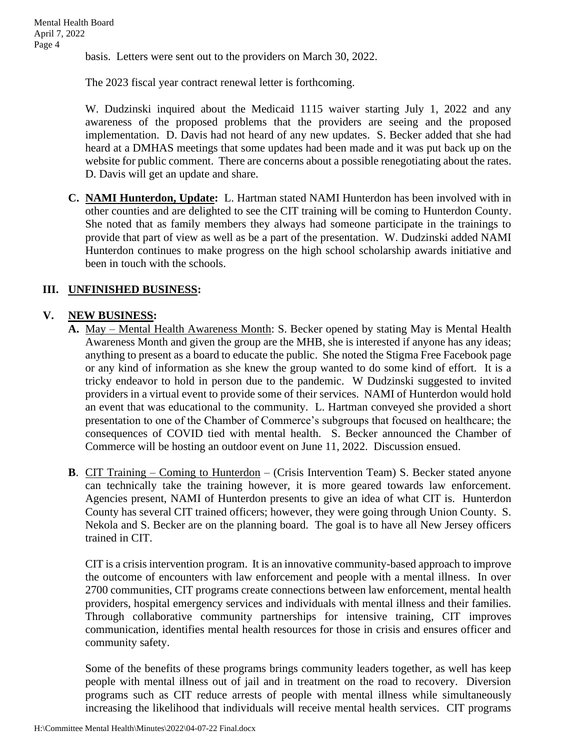basis. Letters were sent out to the providers on March 30, 2022.

The 2023 fiscal year contract renewal letter is forthcoming.

W. Dudzinski inquired about the Medicaid 1115 waiver starting July 1, 2022 and any awareness of the proposed problems that the providers are seeing and the proposed implementation. D. Davis had not heard of any new updates. S. Becker added that she had heard at a DMHAS meetings that some updates had been made and it was put back up on the website for public comment. There are concerns about a possible renegotiating about the rates. D. Davis will get an update and share.

**C. <u>NAMI Hunterdon, Update</u>:** L. Hartman stated NAMI Hunterdon has been involved with in other counties and are delighted to see the CIT training will be coming to Hunterdon County. She noted that as family members they always had someone participate in the trainings to provide that part of view as well as be a part of the presentation. W. Dudzinski added NAMI Hunterdon continues to make progress on the high school scholarship awards initiative and been in touch with the schools.

## III. <u>UNFINISHED BUSINESS</u>:

## V. <u>NEW BUSINESS</u>:

**A.** <u>May – Mental Health Awareness Month</u>: S. Becker opened by stating May is Mental Health Awareness Month and given the group are the MHB, she is interested if anyone has any ideas; anything to present as a board to educate the public. She noted the Stigma Free Facebook page or any kind of information as she knew the group wanted to do some kind of effort. It is a tricky endeavor to hold in person due to the pandemic. W Dudzinski suggested to invited providers in a virtual event to provide some of their services. NAMI of Hunterdon would hold an event that was educational to the community. L. Hartman conveyed she provided a short presentation to one of the Chamber of Commerce's subgroups that focused on healthcare; the consequences of COVID tied with mental health. S. Becker announced the Chamber of Commerce will be hosting an outdoor event on June 11, 2022. Discussion ensued.

**B**. <u>CIT Training – Coming to Hunterdon</u> – (Crisis Intervention Team) S. Becker stated anyone can technically take the training however, it is more geared towards law enforcement. Agencies present, NAMI of Hunterdon presents to give an idea of what CIT is. Hunterdon County has several CIT trained officers; however, they were going through Union County. S. Nekola and S. Becker are on the planning board. The goal is to have all New Jersey officers trained in CIT.

CIT is a crisis intervention program. It is an innovative community-based approach to improve the outcome of encounters with law enforcement and people with a mental illness. In over 2700 communities, CIT programs create connections between law enforcement, mental health providers, hospital emergency services and individuals with mental illness and their families. Through collaborative community partnerships for intensive training, CIT improves communication, identifies mental health resources for those in crisis and ensures officer and community safety.

Some of the benefits of these programs brings community leaders together, as well has keep people with mental illness out of jail and in treatment on the road to recovery. Diversion programs such as CIT reduce arrests of people with mental illness while simultaneously increasing the likelihood that individuals will receive mental health services. CIT programs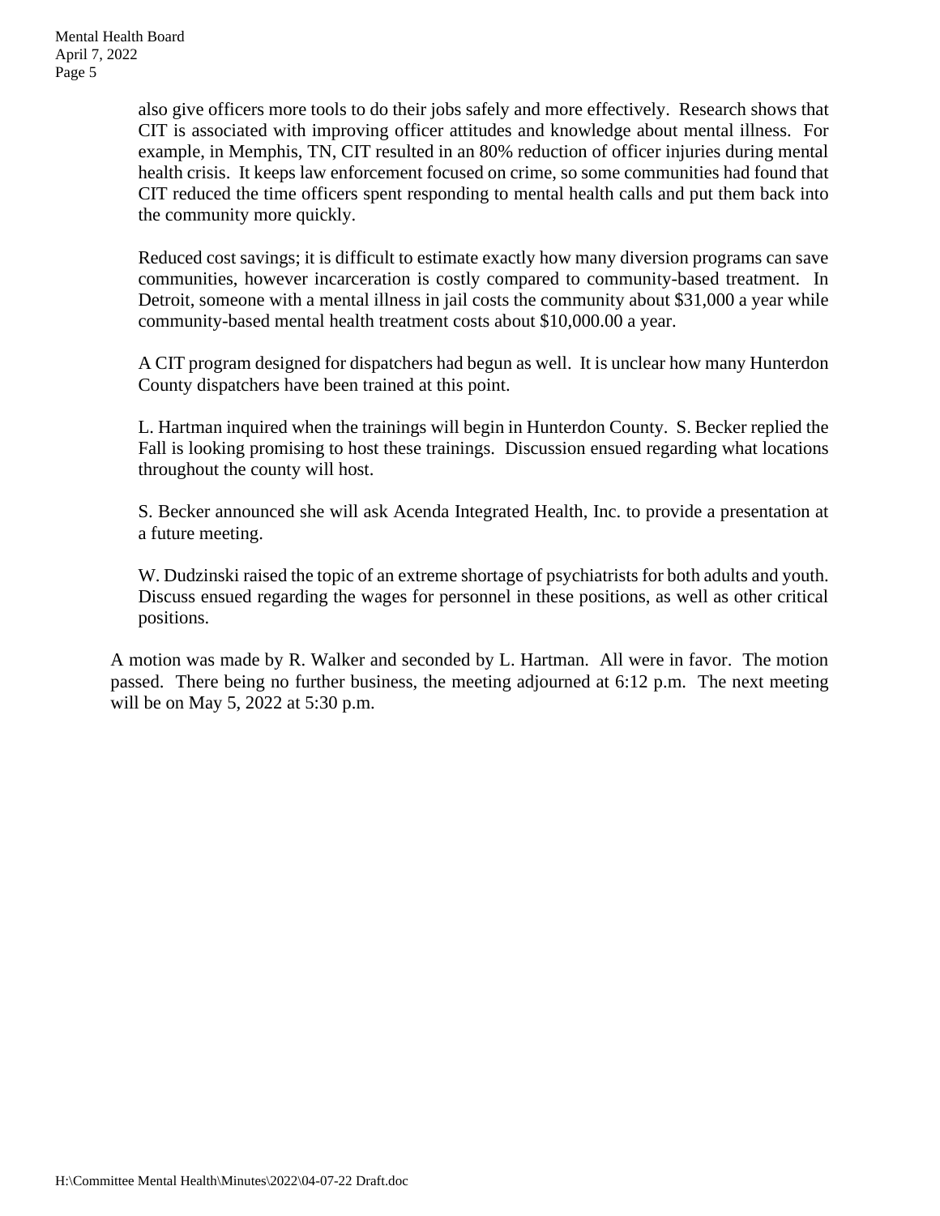also give officers more tools to do their jobs safely and more effectively. Research shows that CIT is associated with improving officer attitudes and knowledge about mental illness. For example, in Memphis, TN, CIT resulted in an 80% reduction of officer injuries during mental health crisis. It keeps law enforcement focused on crime, so some communities had found that CIT reduced the time officers spent responding to mental health calls and put them back into the community more quickly.

Reduced cost savings; it is difficult to estimate exactly how many diversion programs can save communities, however incarceration is costly compared to community-based treatment. In Detroit, someone with a mental illness in jail costs the community about $31,000 a year while community-based mental health treatment costs about $10,000.00 a year.

A CIT program designed for dispatchers had begun as well. It is unclear how many Hunterdon County dispatchers have been trained at this point.

L. Hartman inquired when the trainings will begin in Hunterdon County. S. Becker replied the Fall is looking promising to host these trainings. Discussion ensued regarding what locations throughout the county will host.

S. Becker announced she will ask Acenda Integrated Health, Inc. to provide a presentation at a future meeting.

W. Dudzinski raised the topic of an extreme shortage of psychiatrists for both adults and youth. Discuss ensued regarding the wages for personnel in these positions, as well as other critical positions.

A motion was made by R. Walker and seconded by L. Hartman. All were in favor. The motion passed. There being no further business, the meeting adjourned at 6:12 p.m. The next meeting will be on May 5, 2022 at 5:30 p.m.